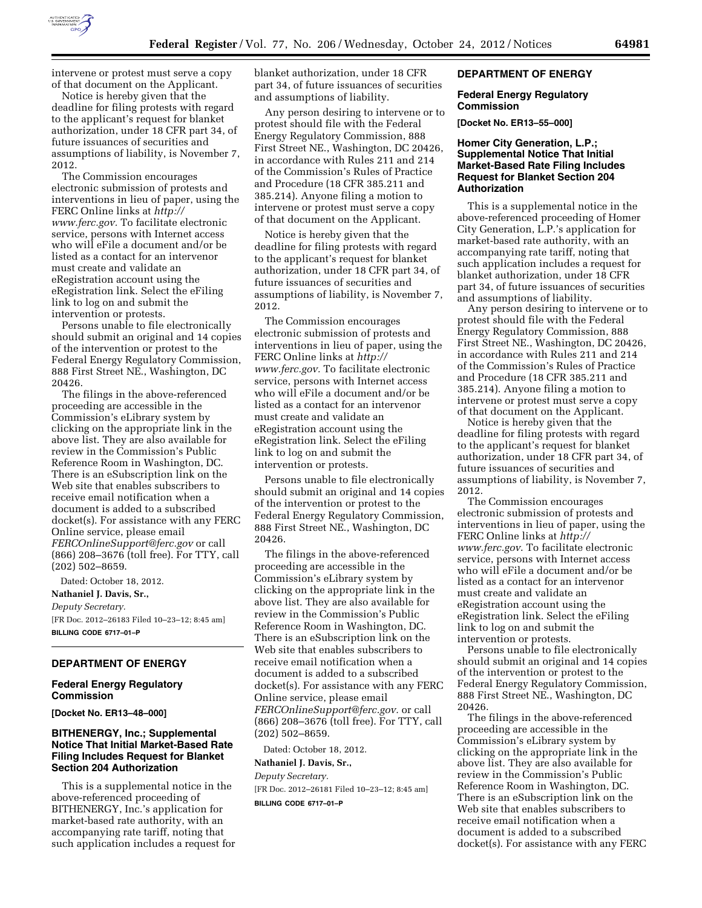intervene or protest must serve a copy of that document on the Applicant.

Notice is hereby given that the deadline for filing protests with regard to the applicant's request for blanket authorization, under 18 CFR part 34, of future issuances of securities and assumptions of liability, is November 7, 2012.

The Commission encourages electronic submission of protests and interventions in lieu of paper, using the FERC Online links at *http://www.ferc.gov.* To facilitate electronic service, persons with Internet access who will eFile a document and/or be listed as a contact for an intervenor must create and validate an eRegistration account using the eRegistration link. Select the eFiling link to log on and submit the intervention or protests.

Persons unable to file electronically should submit an original and 14 copies of the intervention or protest to the Federal Energy Regulatory Commission, 888 First Street NE., Washington, DC 20426.

The filings in the above-referenced proceeding are accessible in the Commission's eLibrary system by clicking on the appropriate link in the above list. They are also available for review in the Commission's Public Reference Room in Washington, DC. There is an eSubscription link on the Web site that enables subscribers to receive email notification when a document is added to a subscribed docket(s). For assistance with any FERC Online service, please email *FERCOnlineSupport@ferc.gov* or call (866) 208–3676 (toll free). For TTY, call (202) 502–8659.

Dated: October 18, 2012.

**Nathaniel J. Davis, Sr.,**

*Deputy Secretary.*

[FR Doc. 2012–26183 Filed 10–23–12; 8:45 am]

**BILLING CODE 6717–01–P**

## DEPARTMENT OF ENERGY

### Federal Energy Regulatory Commission

**[Docket No. ER13–48–000]**

### BITHENERGY, Inc.; Supplemental Notice That Initial Market-Based Rate Filing Includes Request for Blanket Section 204 Authorization

This is a supplemental notice in the above-referenced proceeding of BITHENERGY, Inc.'s application for market-based rate authority, with an accompanying rate tariff, noting that such application includes a request for blanket authorization, under 18 CFR part 34, of future issuances of securities and assumptions of liability.

Any person desiring to intervene or to protest should file with the Federal Energy Regulatory Commission, 888 First Street NE., Washington, DC 20426, in accordance with Rules 211 and 214 of the Commission's Rules of Practice and Procedure (18 CFR 385.211 and 385.214). Anyone filing a motion to intervene or protest must serve a copy of that document on the Applicant.

Notice is hereby given that the deadline for filing protests with regard to the applicant's request for blanket authorization, under 18 CFR part 34, of future issuances of securities and assumptions of liability, is November 7, 2012.

The Commission encourages electronic submission of protests and interventions in lieu of paper, using the FERC Online links at *http://www.ferc.gov.* To facilitate electronic service, persons with Internet access who will eFile a document and/or be listed as a contact for an intervenor must create and validate an eRegistration account using the eRegistration link. Select the eFiling link to log on and submit the intervention or protests.

Persons unable to file electronically should submit an original and 14 copies of the intervention or protest to the Federal Energy Regulatory Commission, 888 First Street NE., Washington, DC 20426.

The filings in the above-referenced proceeding are accessible in the Commission's eLibrary system by clicking on the appropriate link in the above list. They are also available for review in the Commission's Public Reference Room in Washington, DC. There is an eSubscription link on the Web site that enables subscribers to receive email notification when a document is added to a subscribed docket(s). For assistance with any FERC Online service, please email *FERCOnlineSupport@ferc.gov.* or call (866) 208–3676 (toll free). For TTY, call (202) 502–8659.

Dated: October 18, 2012.

**Nathaniel J. Davis, Sr.,**

*Deputy Secretary.*

[FR Doc. 2012–26181 Filed 10–23–12; 8:45 am]

**BILLING CODE 6717–01–P**

## DEPARTMENT OF ENERGY

### Federal Energy Regulatory Commission

**[Docket No. ER13–55–000]**

### Homer City Generation, L.P.; Supplemental Notice That Initial Market-Based Rate Filing Includes Request for Blanket Section 204 Authorization

This is a supplemental notice in the above-referenced proceeding of Homer City Generation, L.P.'s application for market-based rate authority, with an accompanying rate tariff, noting that such application includes a request for blanket authorization, under 18 CFR part 34, of future issuances of securities and assumptions of liability.

Any person desiring to intervene or to protest should file with the Federal Energy Regulatory Commission, 888 First Street NE., Washington, DC 20426, in accordance with Rules 211 and 214 of the Commission's Rules of Practice and Procedure (18 CFR 385.211 and 385.214). Anyone filing a motion to intervene or protest must serve a copy of that document on the Applicant.

Notice is hereby given that the deadline for filing protests with regard to the applicant's request for blanket authorization, under 18 CFR part 34, of future issuances of securities and assumptions of liability, is November 7, 2012.

The Commission encourages electronic submission of protests and interventions in lieu of paper, using the FERC Online links at *http://www.ferc.gov.* To facilitate electronic service, persons with Internet access who will eFile a document and/or be listed as a contact for an intervenor must create and validate an eRegistration account using the eRegistration link. Select the eFiling link to log on and submit the intervention or protests.

Persons unable to file electronically should submit an original and 14 copies of the intervention or protest to the Federal Energy Regulatory Commission, 888 First Street NE., Washington, DC 20426.

The filings in the above-referenced proceeding are accessible in the Commission's eLibrary system by clicking on the appropriate link in the above list. They are also available for review in the Commission's Public Reference Room in Washington, DC. There is an eSubscription link on the Web site that enables subscribers to receive email notification when a document is added to a subscribed docket(s). For assistance with any FERC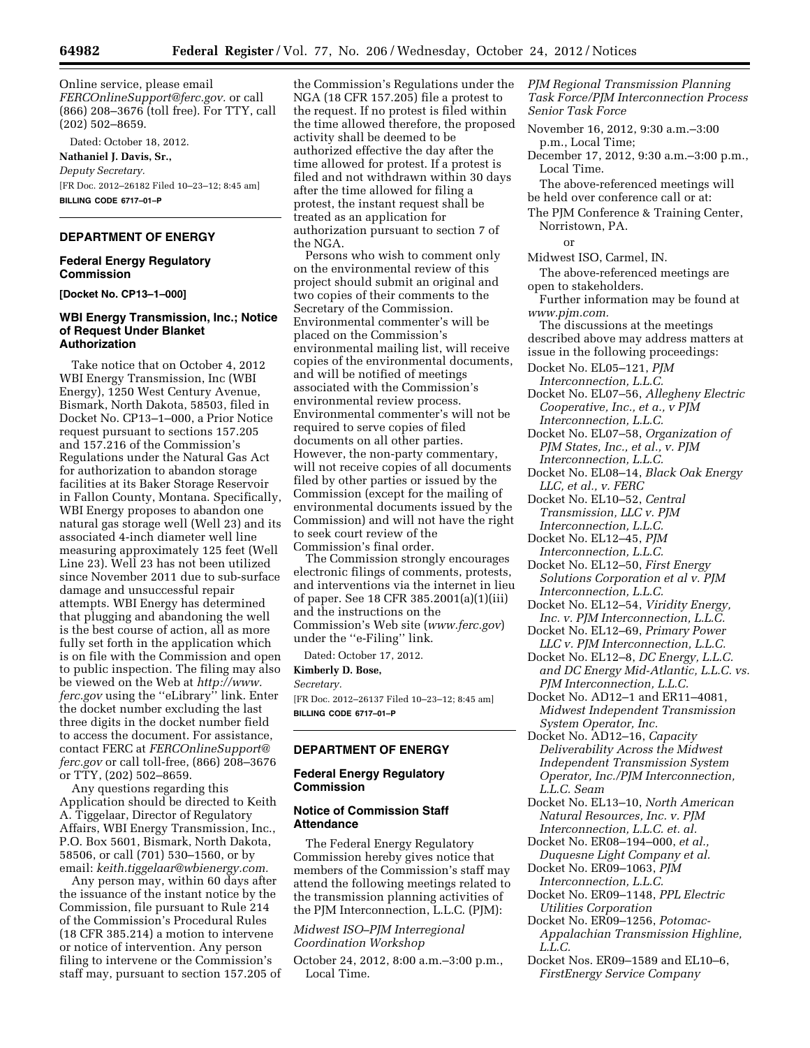Online service, please email *FERCOnlineSupport@ferc.gov.* or call (866) 208–3676 (toll free). For TTY, call (202) 502–8659.

Dated: October 18, 2012.

**Nathaniel J. Davis, Sr.,**

*Deputy Secretary.*

[FR Doc. 2012–26182 Filed 10–23–12; 8:45 am]

**BILLING CODE 6717–01–P**

## DEPARTMENT OF ENERGY

### Federal Energy Regulatory Commission

**[Docket No. CP13–1–000]**

### WBI Energy Transmission, Inc.; Notice of Request Under Blanket Authorization

Take notice that on October 4, 2012 WBI Energy Transmission, Inc (WBI Energy), 1250 West Century Avenue, Bismark, North Dakota, 58503, filed in Docket No. CP13–1–000, a Prior Notice request pursuant to sections 157.205 and 157.216 of the Commission's Regulations under the Natural Gas Act for authorization to abandon storage facilities at its Baker Storage Reservoir in Fallon County, Montana. Specifically, WBI Energy proposes to abandon one natural gas storage well (Well 23) and its associated 4-inch diameter well line measuring approximately 125 feet (Well Line 23). Well 23 has not been utilized since November 2011 due to sub-surface damage and unsuccessful repair attempts. WBI Energy has determined that plugging and abandoning the well is the best course of action, all as more fully set forth in the application which is on file with the Commission and open to public inspection. The filing may also be viewed on the Web at *http://www.ferc.gov* using the ''eLibrary'' link. Enter the docket number excluding the last three digits in the docket number field to access the document. For assistance, contact FERC at *FERCOnlineSupport@ferc.gov* or call toll-free, (866) 208–3676 or TTY, (202) 502–8659.

Any questions regarding this Application should be directed to Keith A. Tiggelaar, Director of Regulatory Affairs, WBI Energy Transmission, Inc., P.O. Box 5601, Bismark, North Dakota, 58506, or call (701) 530–1560, or by email: *keith.tiggelaar@wbienergy.com.*

Any person may, within 60 days after the issuance of the instant notice by the Commission, file pursuant to Rule 214 of the Commission's Procedural Rules (18 CFR 385.214) a motion to intervene or notice of intervention. Any person filing to intervene or the Commission's staff may, pursuant to section 157.205 of the Commission's Regulations under the NGA (18 CFR 157.205) file a protest to the request. If no protest is filed within the time allowed therefore, the proposed activity shall be deemed to be authorized effective the day after the time allowed for protest. If a protest is filed and not withdrawn within 30 days after the time allowed for filing a protest, the instant request shall be treated as an application for authorization pursuant to section 7 of the NGA.

Persons who wish to comment only on the environmental review of this project should submit an original and two copies of their comments to the Secretary of the Commission. Environmental commenter's will be placed on the Commission's environmental mailing list, will receive copies of the environmental documents, and will be notified of meetings associated with the Commission's environmental review process. Environmental commenter's will not be required to serve copies of filed documents on all other parties. However, the non-party commentary, will not receive copies of all documents filed by other parties or issued by the Commission (except for the mailing of environmental documents issued by the Commission) and will not have the right to seek court review of the Commission's final order.

The Commission strongly encourages electronic filings of comments, protests, and interventions via the internet in lieu of paper. See 18 CFR 385.2001(a)(1)(iii) and the instructions on the Commission's Web site (*www.ferc.gov*) under the ''e-Filing'' link.

Dated: October 17, 2012.

**Kimberly D. Bose,**

*Secretary.*

[FR Doc. 2012–26137 Filed 10–23–12; 8:45 am]

**BILLING CODE 6717–01–P**

## DEPARTMENT OF ENERGY

### Federal Energy Regulatory Commission

### Notice of Commission Staff Attendance

The Federal Energy Regulatory Commission hereby gives notice that members of the Commission's staff may attend the following meetings related to the transmission planning activities of the PJM Interconnection, L.L.C. (PJM):

*Midwest ISO–PJM Interregional Coordination Workshop*

October 24, 2012, 8:00 a.m.–3:00 p.m., Local Time.

*PJM Regional Transmission Planning Task Force/PJM Interconnection Process Senior Task Force*

November 16, 2012, 9:30 a.m.–3:00 p.m., Local Time;

December 17, 2012, 9:30 a.m.–3:00 p.m., Local Time.

The above-referenced meetings will be held over conference call or at:

The PJM Conference & Training Center, Norristown, PA.

or

Midwest ISO, Carmel, IN.

The above-referenced meetings are open to stakeholders.

Further information may be found at *www.pjm.com.*

The discussions at the meetings described above may address matters at issue in the following proceedings:

Docket No. EL05–121, *PJM Interconnection, L.L.C.*

Docket No. EL07–56, *Allegheny Electric Cooperative, Inc., et a., v PJM Interconnection, L.L.C.*

Docket No. EL07–58, *Organization of PJM States, Inc., et al., v. PJM Interconnection, L.L.C.*

Docket No. EL08–14, *Black Oak Energy LLC, et al., v. FERC*

Docket No. EL10–52, *Central Transmission, LLC v. PJM Interconnection, L.L.C.*

Docket No. EL12–45, *PJM Interconnection, L.L.C.*

Docket No. EL12–50, *First Energy Solutions Corporation et al v. PJM Interconnection, L.L.C.*

Docket No. EL12–54, *Viridity Energy, Inc. v. PJM Interconnection, L.L.C.*

Docket No. EL12–69, *Primary Power LLC v. PJM Interconnection, L.L.C.*

Docket No. EL12–8, *DC Energy, L.L.C. and DC Energy Mid-Atlantic, L.L.C. vs. PJM Interconnection, L.L.C.*

Docket No. AD12–1 and ER11–4081, *Midwest Independent Transmission System Operator, Inc.*

Docket No. AD12–16, *Capacity Deliverability Across the Midwest Independent Transmission System Operator, Inc./PJM Interconnection, L.L.C. Seam*

Docket No. EL13–10, *North American Natural Resources, Inc. v. PJM Interconnection, L.L.C. et. al.*

Docket No. ER08–194–000, *et al., Duquesne Light Company et al.*

Docket No. ER09–1063, *PJM Interconnection, L.L.C.*

Docket No. ER09–1148, *PPL Electric Utilities Corporation*

Docket No. ER09–1256, *Potomac-Appalachian Transmission Highline, L.L.C.*

Docket Nos. ER09–1589 and EL10–6, *FirstEnergy Service Company*